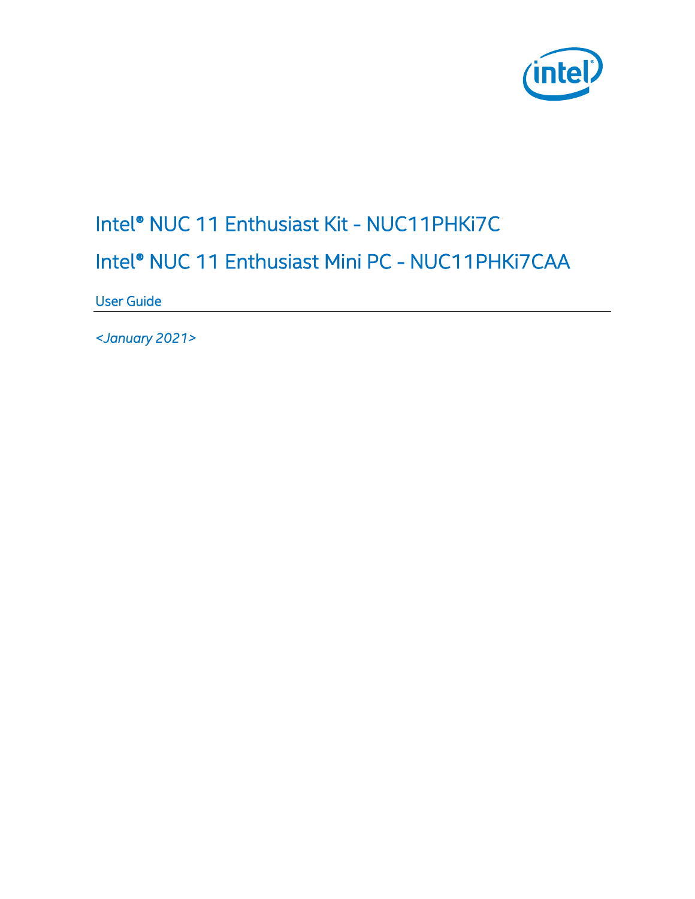# Intel® NUC 11 Enthusiast Kit - NUC11PHKi7C

# Intel® NUC 11 Enthusiast Mini PC - NUC11PHKi7CAA

## User Guide

*<January 2021>*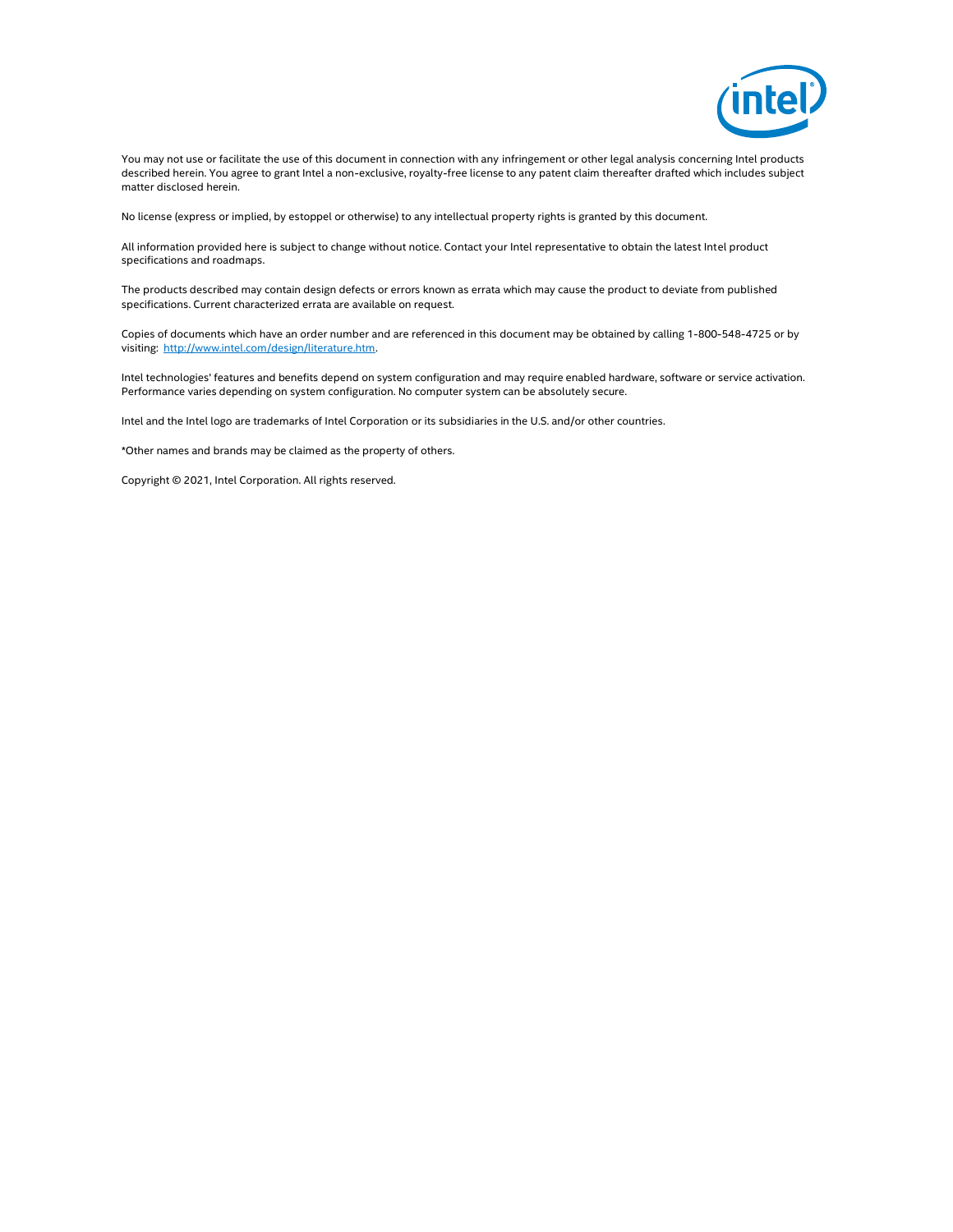You may not use or facilitate the use of this document in connection with any infringement or other legal analysis concerning Intel products described herein. You agree to grant Intel a non-exclusive, royalty-free license to any patent claim thereafter drafted which includes subject matter disclosed herein.

No license (express or implied, by estoppel or otherwise) to any intellectual property rights is granted by this document.

All information provided here is subject to change without notice. Contact your Intel representative to obtain the latest Intel product specifications and roadmaps.

The products described may contain design defects or errors known as errata which may cause the product to deviate from published specifications. Current characterized errata are available on request.

Copies of documents which have an order number and are referenced in this document may be obtained by calling 1-800-548-4725 or by visiting: [http://www.intel.com/design/literature.htm](http://www.intel.com/design/literature.htm).

Intel technologies' features and benefits depend on system configuration and may require enabled hardware, software or service activation. Performance varies depending on system configuration. No computer system can be absolutely secure.

Intel and the Intel logo are trademarks of Intel Corporation or its subsidiaries in the U.S. and/or other countries.

*Other names and brands may be claimed as the property of others.

Copyright © 2021, Intel Corporation. All rights reserved.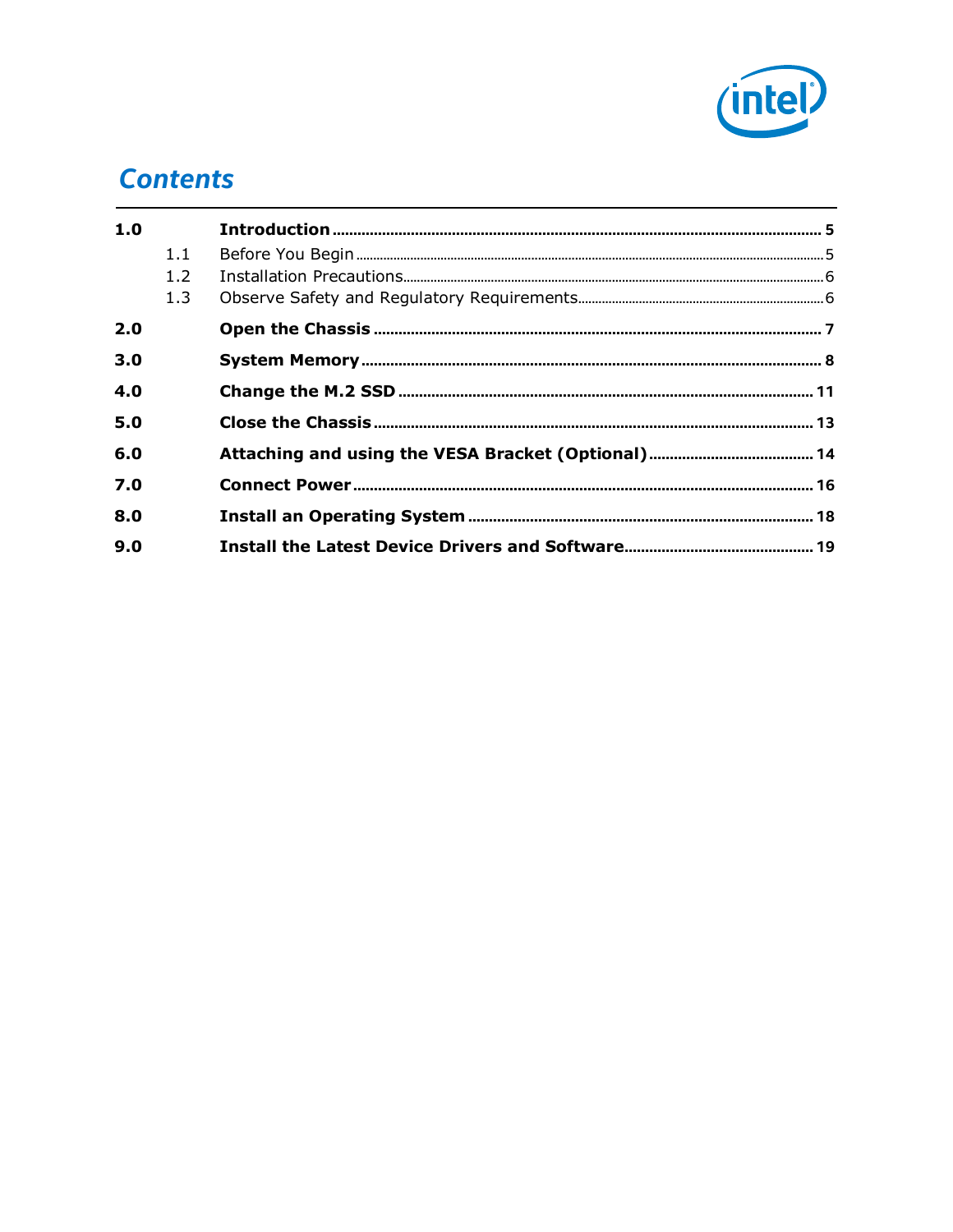# Contents

| | | | |
|---|---|---|---|
| **1.0** | | **Introduction** | **5** |
| | 1.1 | Before You Begin | 5 |
| | 1.2 | Installation Precautions | 6 |
| | 1.3 | Observe Safety and Regulatory Requirements | 6 |
| **2.0** | | **Open the Chassis** | **7** |
| **3.0** | | **System Memory** | **8** |
| **4.0** | | **Change the M.2 SSD** | **11** |
| **5.0** | | **Close the Chassis** | **13** |
| **6.0** | | **Attaching and using the VESA Bracket (Optional)** | **14** |
| **7.0** | | **Connect Power** | **16** |
| **8.0** | | **Install an Operating System** | **18** |
| **9.0** | | **Install the Latest Device Drivers and Software** | **19** |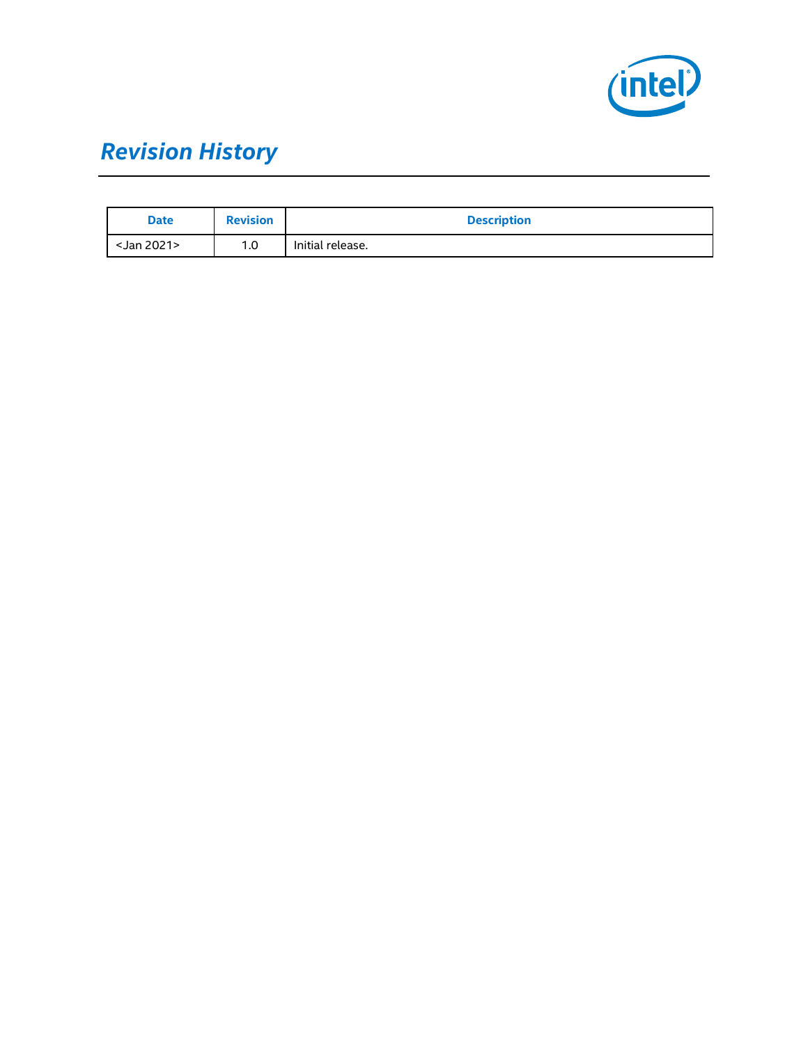# *Revision History*

| Date | Revision | Description |
|---|---|---|
| <Jan 2021> | 1.0 | Initial release. |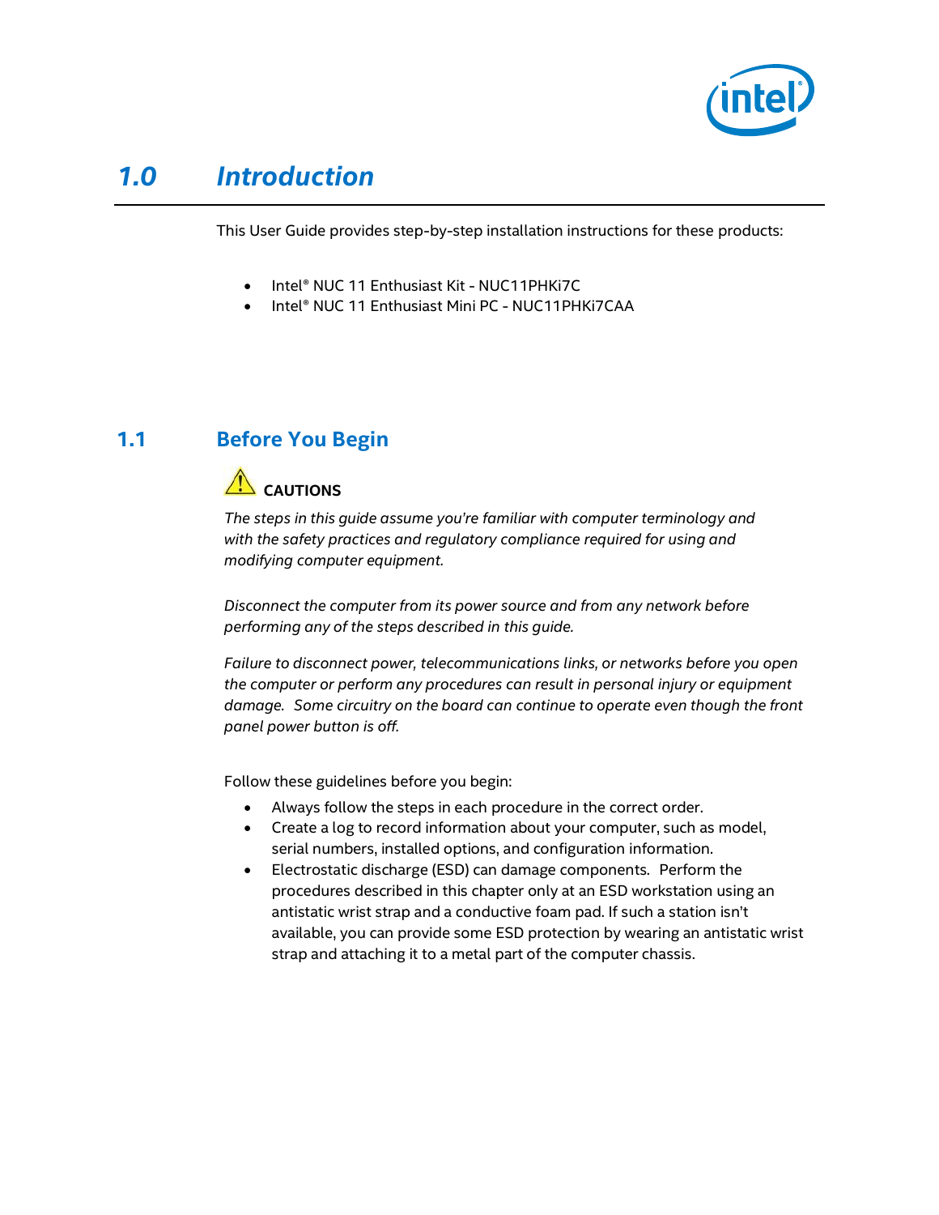# 1.0 Introduction

This User Guide provides step-by-step installation instructions for these products:

- Intel® NUC 11 Enthusiast Kit - NUC11PHKi7C
- Intel® NUC 11 Enthusiast Mini PC - NUC11PHKi7CAA

## 1.1 Before You Begin

**CAUTIONS**

*The steps in this guide assume you're familiar with computer terminology and with the safety practices and regulatory compliance required for using and modifying computer equipment.*

*Disconnect the computer from its power source and from any network before performing any of the steps described in this guide.*

*Failure to disconnect power, telecommunications links, or networks before you open the computer or perform any procedures can result in personal injury or equipment damage. Some circuitry on the board can continue to operate even though the front panel power button is off.*

Follow these guidelines before you begin:

- Always follow the steps in each procedure in the correct order.
- Create a log to record information about your computer, such as model, serial numbers, installed options, and configuration information.
- Electrostatic discharge (ESD) can damage components. Perform the procedures described in this chapter only at an ESD workstation using an antistatic wrist strap and a conductive foam pad. If such a station isn't available, you can provide some ESD protection by wearing an antistatic wrist strap and attaching it to a metal part of the computer chassis.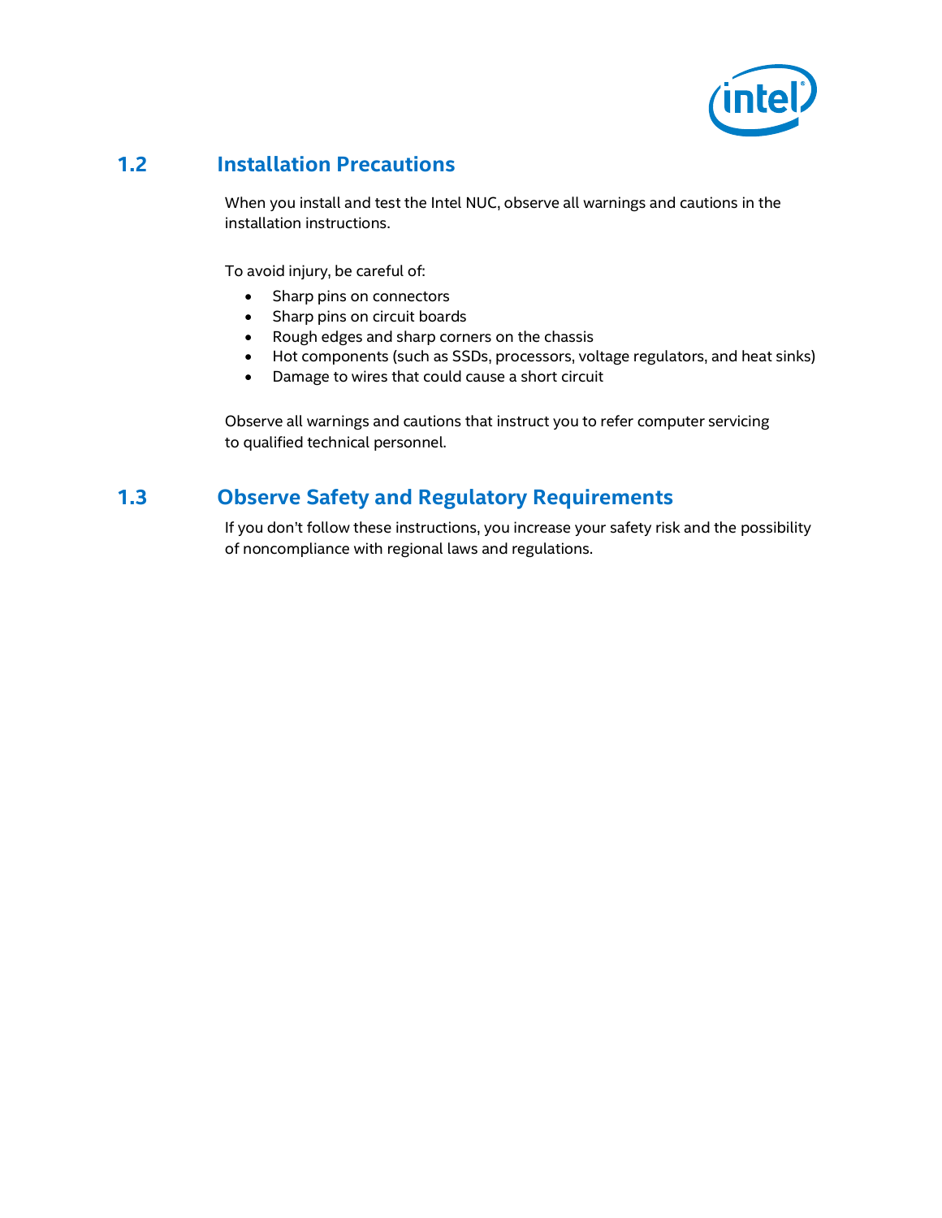## 1.2 Installation Precautions

When you install and test the Intel NUC, observe all warnings and cautions in the installation instructions.

To avoid injury, be careful of:

- Sharp pins on connectors
- Sharp pins on circuit boards
- Rough edges and sharp corners on the chassis
- Hot components (such as SSDs, processors, voltage regulators, and heat sinks)
- Damage to wires that could cause a short circuit

Observe all warnings and cautions that instruct you to refer computer servicing to qualified technical personnel.

## 1.3 Observe Safety and Regulatory Requirements

If you don't follow these instructions, you increase your safety risk and the possibility of noncompliance with regional laws and regulations.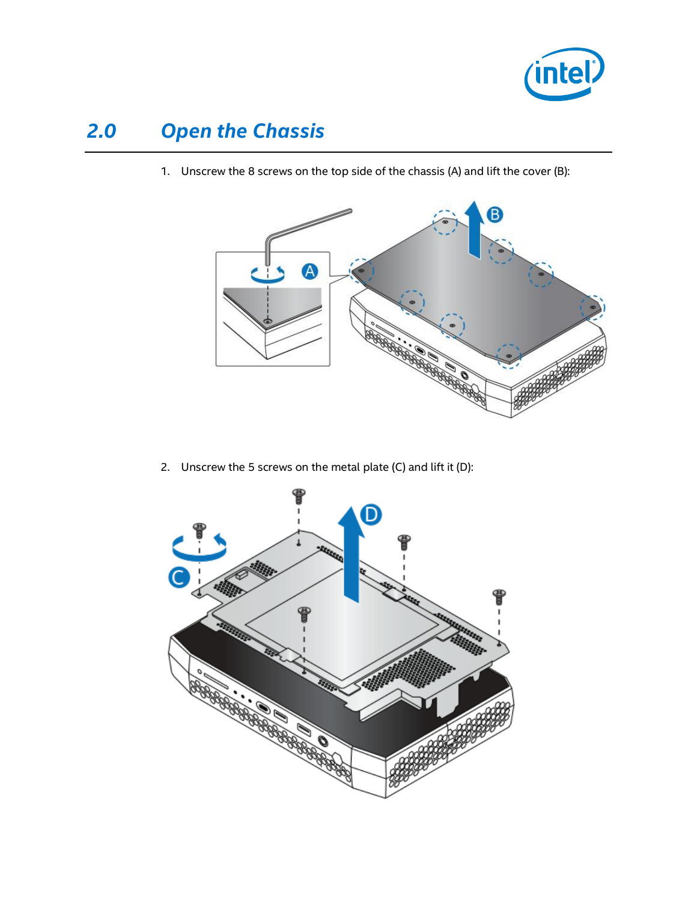## 2.0 Open the Chassis

1. Unscrew the 8 screws on the top side of the chassis (A) and lift the cover (B):

2. Unscrew the 5 screws on the metal plate (C) and lift it (D):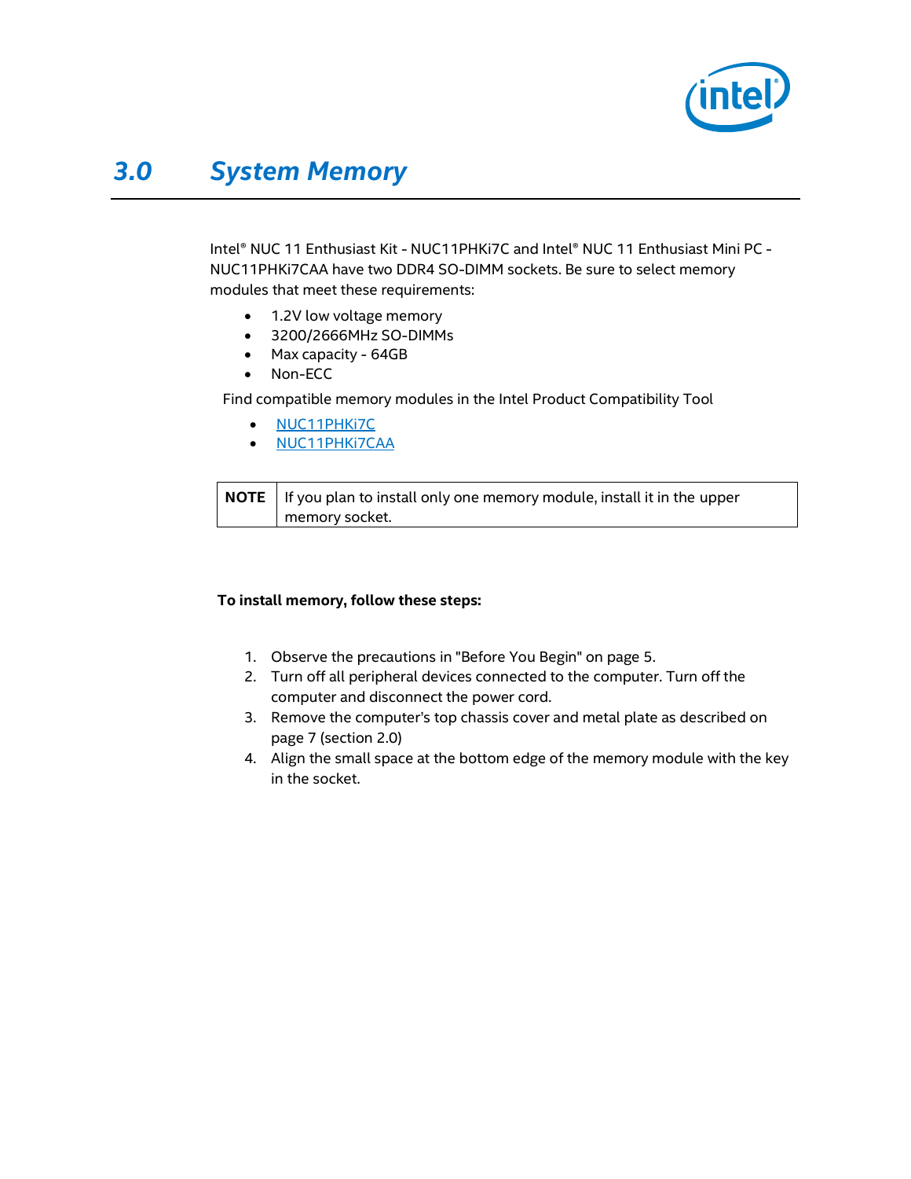# 3.0 System Memory

Intel® NUC 11 Enthusiast Kit - NUC11PHKi7C and Intel® NUC 11 Enthusiast Mini PC - NUC11PHKi7CAA have two DDR4 SO-DIMM sockets. Be sure to select memory modules that meet these requirements:

- 1.2V low voltage memory
- 3200/2666MHz SO-DIMMs
- Max capacity - 64GB
- Non-ECC

Find compatible memory modules in the Intel Product Compatibility Tool

- NUC11PHKi7C
- NUC11PHKi7CAA

| **NOTE** | If you plan to install only one memory module, install it in the upper memory socket. |
|---|---|

**To install memory, follow these steps:**

1. Observe the precautions in "Before You Begin" on page 5.
2. Turn off all peripheral devices connected to the computer. Turn off the computer and disconnect the power cord.
3. Remove the computer's top chassis cover and metal plate as described on page 7 (section 2.0)
4. Align the small space at the bottom edge of the memory module with the key in the socket.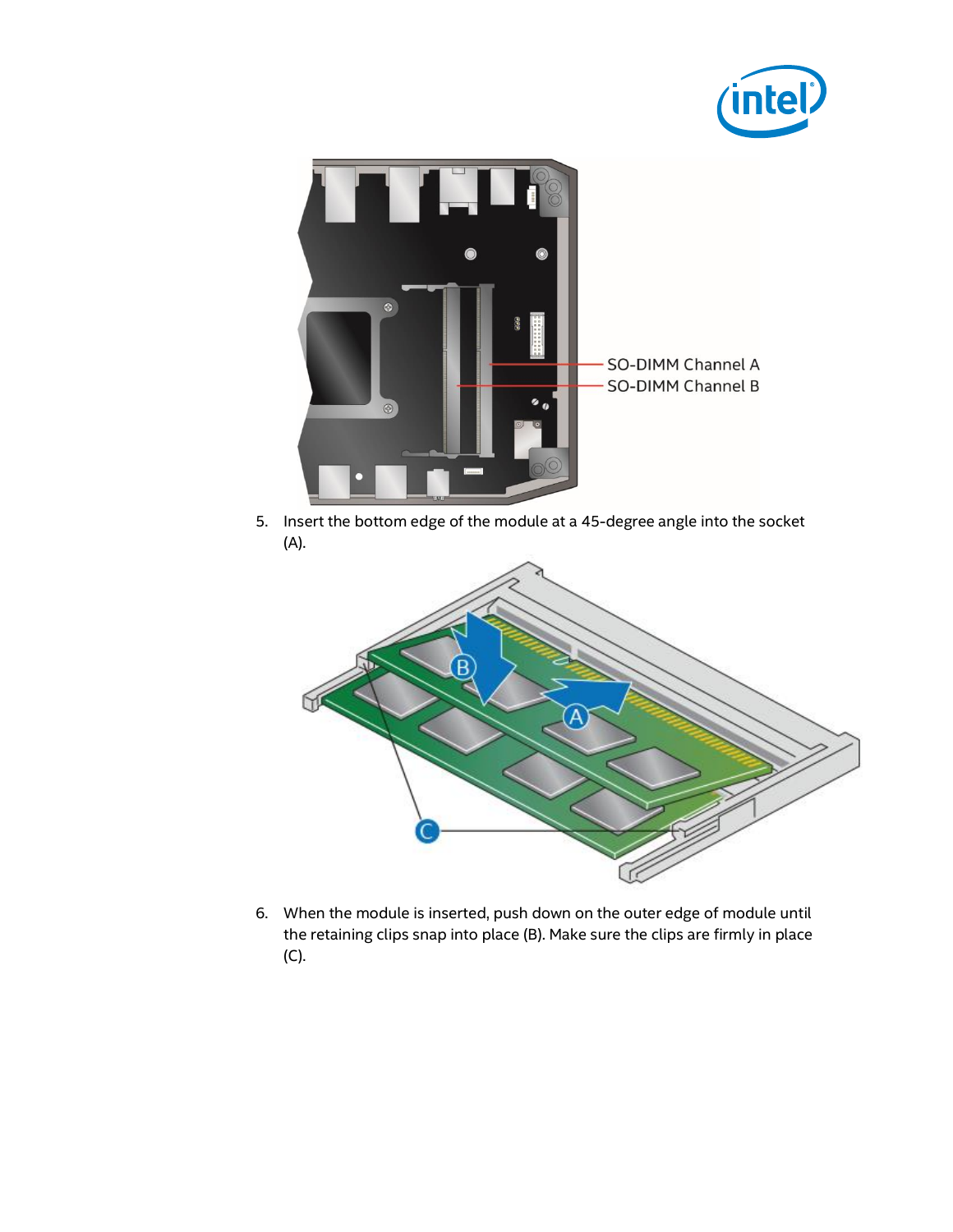5. Insert the bottom edge of the module at a 45-degree angle into the socket (A).

6. When the module is inserted, push down on the outer edge of module until the retaining clips snap into place (B). Make sure the clips are firmly in place (C).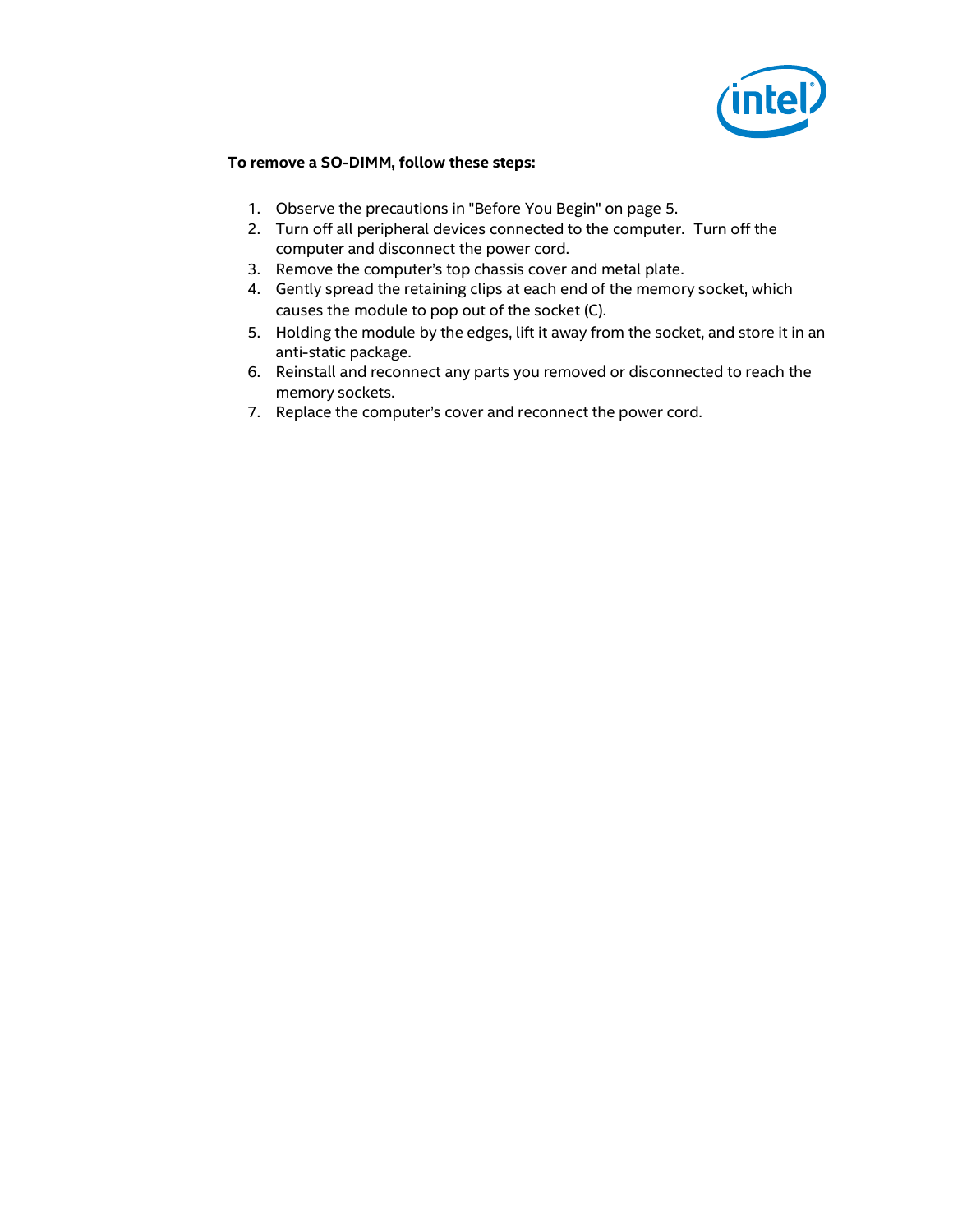**To remove a SO-DIMM, follow these steps:**

1. Observe the precautions in "Before You Begin" on page 5.
2. Turn off all peripheral devices connected to the computer. Turn off the computer and disconnect the power cord.
3. Remove the computer's top chassis cover and metal plate.
4. Gently spread the retaining clips at each end of the memory socket, which causes the module to pop out of the socket (C).
5. Holding the module by the edges, lift it away from the socket, and store it in an anti-static package.
6. Reinstall and reconnect any parts you removed or disconnected to reach the memory sockets.
7. Replace the computer's cover and reconnect the power cord.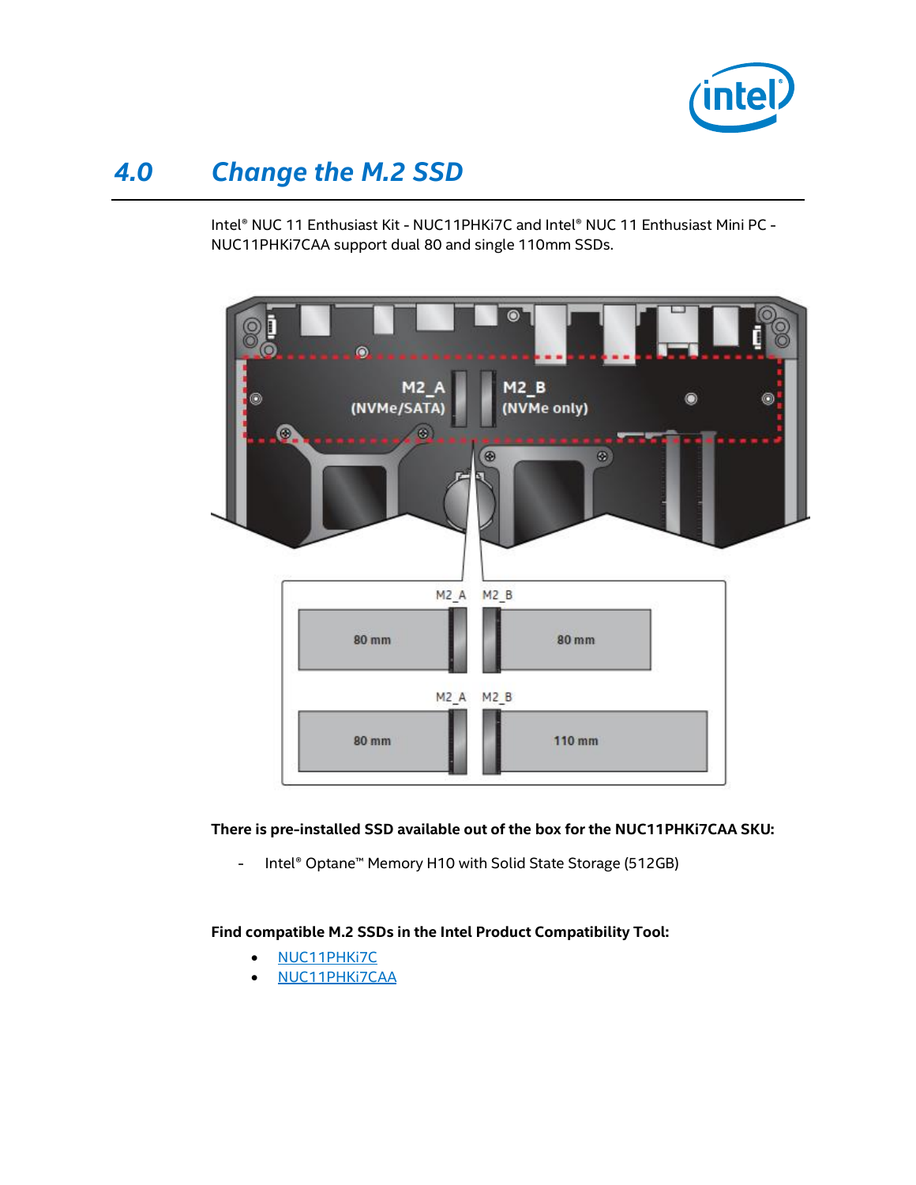## 4.0 Change the M.2 SSD

Intel® NUC 11 Enthusiast Kit - NUC11PHKi7C and Intel® NUC 11 Enthusiast Mini PC - NUC11PHKi7CAA support dual 80 and single 110mm SSDs.

**There is pre-installed SSD available out of the box for the NUC11PHKi7CAA SKU:**

- Intel® Optane™ Memory H10 with Solid State Storage (512GB)

**Find compatible M.2 SSDs in the Intel Product Compatibility Tool:**

- NUC11PHKi7C
- NUC11PHKi7CAA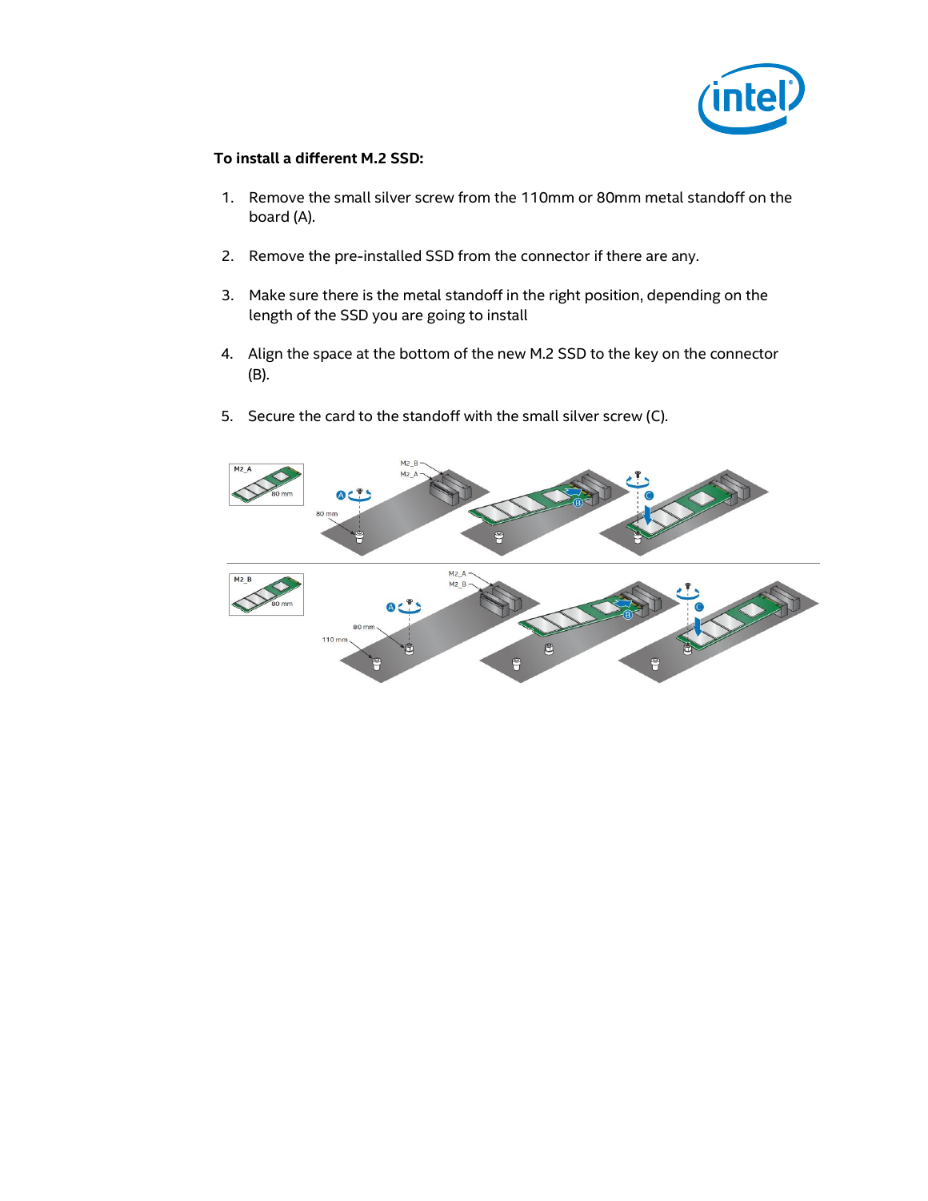**To install a different M.2 SSD:**

1. Remove the small silver screw from the 110mm or 80mm metal standoff on the board (A).
2. Remove the pre-installed SSD from the connector if there are any.
3. Make sure there is the metal standoff in the right position, depending on the length of the SSD you are going to install
4. Align the space at the bottom of the new M.2 SSD to the key on the connector (B).
5. Secure the card to the standoff with the small silver screw (C).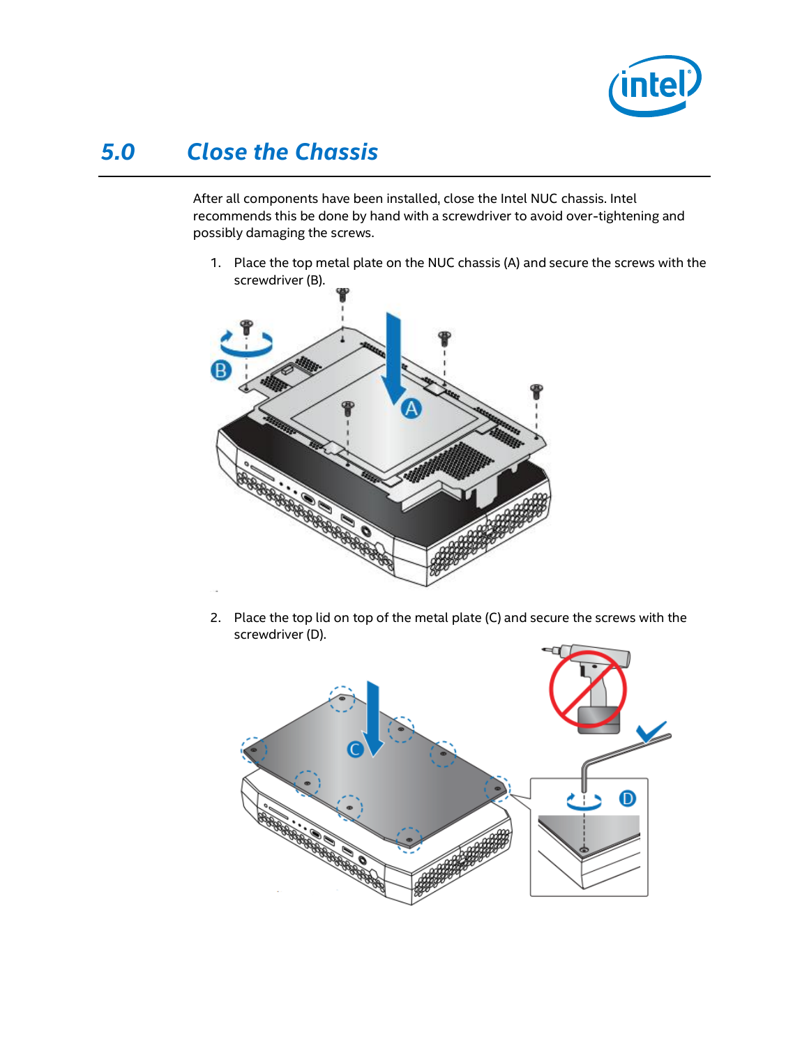# 5.0 Close the Chassis

After all components have been installed, close the Intel NUC chassis. Intel recommends this be done by hand with a screwdriver to avoid over-tightening and possibly damaging the screws.

1. Place the top metal plate on the NUC chassis (A) and secure the screws with the screwdriver (B).

2. Place the top lid on top of the metal plate (C) and secure the screws with the screwdriver (D).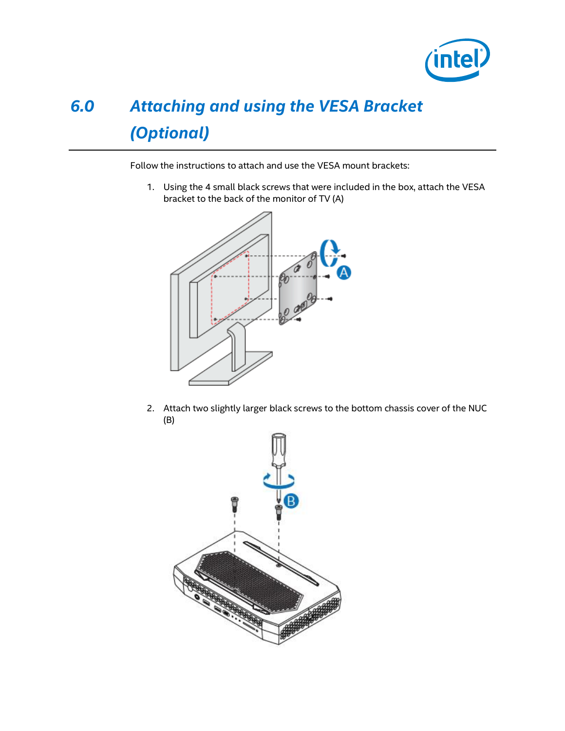# 6.0 Attaching and using the VESA Bracket (Optional)

Follow the instructions to attach and use the VESA mount brackets:

1. Using the 4 small black screws that were included in the box, attach the VESA bracket to the back of the monitor of TV (A)

2. Attach two slightly larger black screws to the bottom chassis cover of the NUC (B)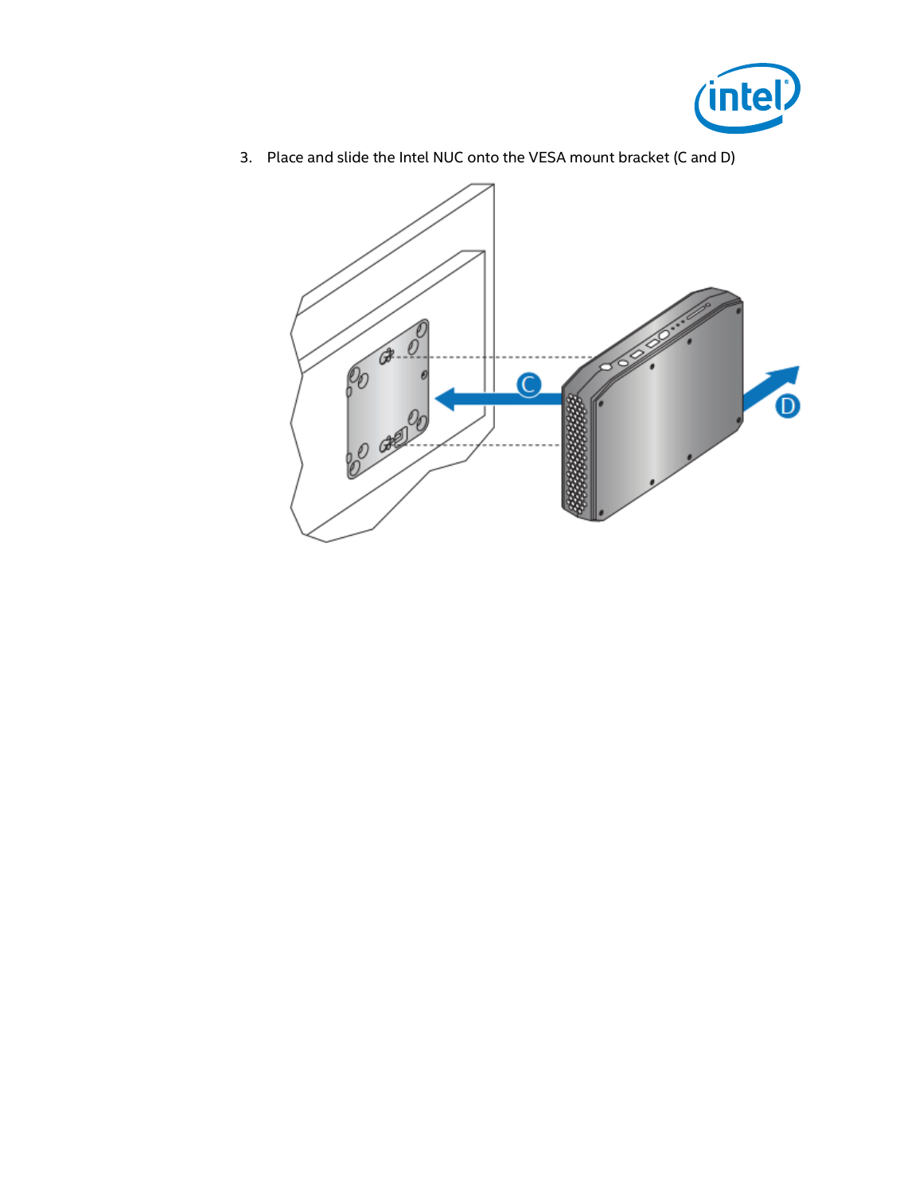3. Place and slide the Intel NUC onto the VESA mount bracket (C and D)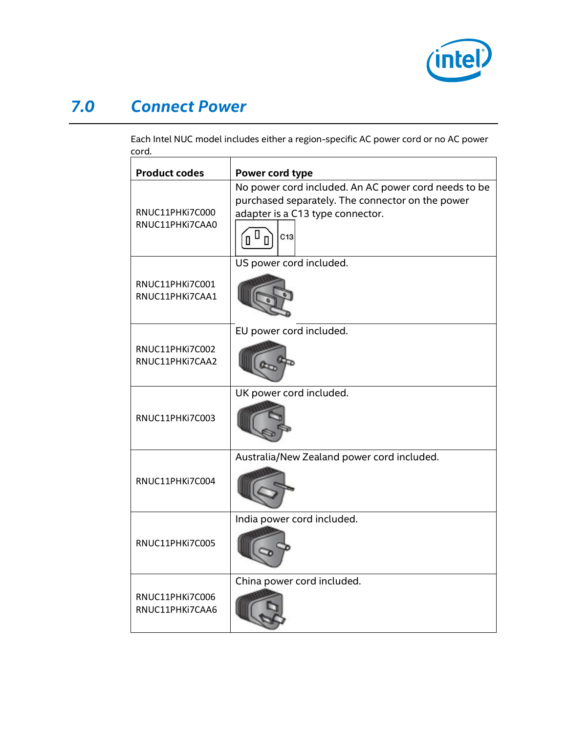# 7.0 Connect Power

Each Intel NUC model includes either a region-specific AC power cord or no AC power cord.

| Product codes | Power cord type |
|---|---|
| RNUC11PHKi7C000<br>RNUC11PHKi7CAA0 | No power cord included. An AC power cord needs to be purchased separately. The connector on the power adapter is a C13 type connector.<br>C13 |
| RNUC11PHKi7C001<br>RNUC11PHKi7CAA1 | US power cord included. |
| RNUC11PHKi7C002<br>RNUC11PHKi7CAA2 | EU power cord included. |
| RNUC11PHKi7C003 | UK power cord included. |
| RNUC11PHKi7C004 | Australia/New Zealand power cord included. |
| RNUC11PHKi7C005 | India power cord included. |
| RNUC11PHKi7C006<br>RNUC11PHKi7CAA6 | China power cord included. |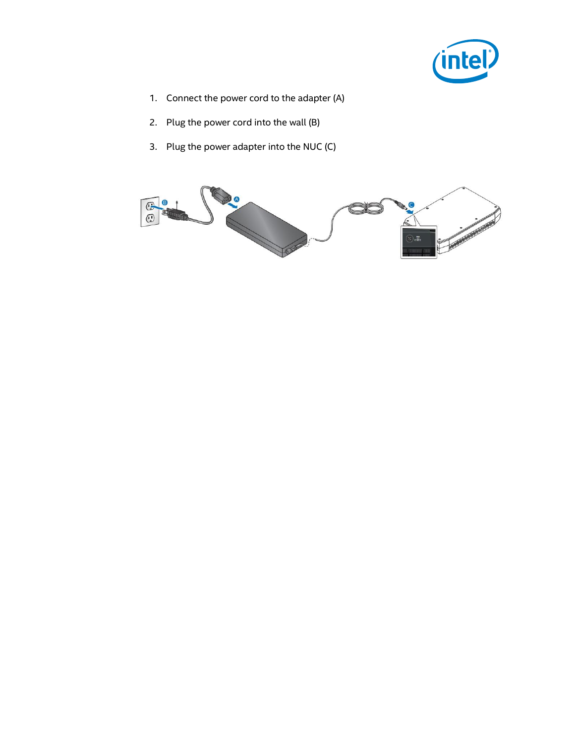1. Connect the power cord to the adapter (A)
2. Plug the power cord into the wall (B)
3. Plug the power adapter into the NUC (C)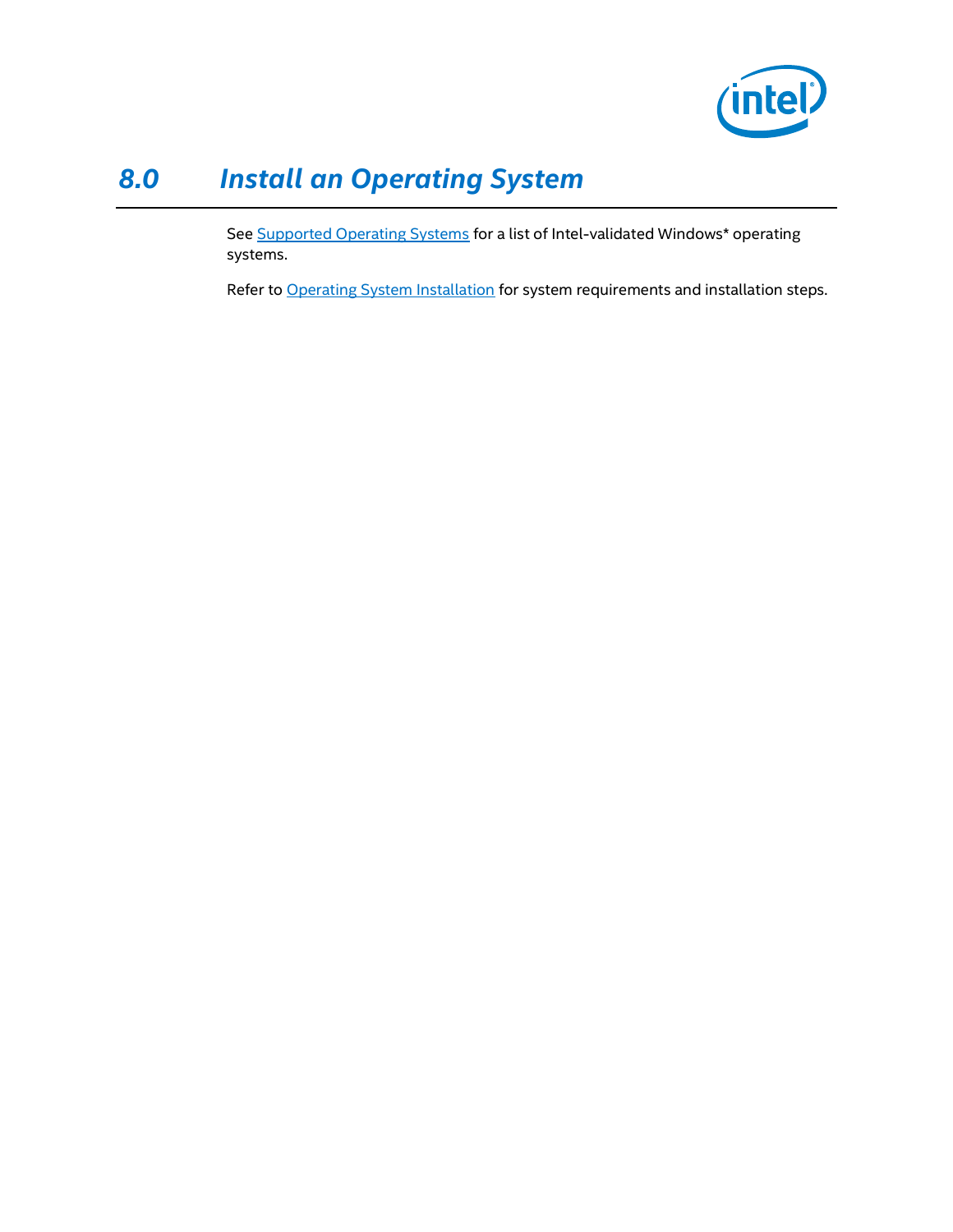# 8.0 Install an Operating System

See Supported Operating Systems for a list of Intel-validated Windows* operating systems.

Refer to Operating System Installation for system requirements and installation steps.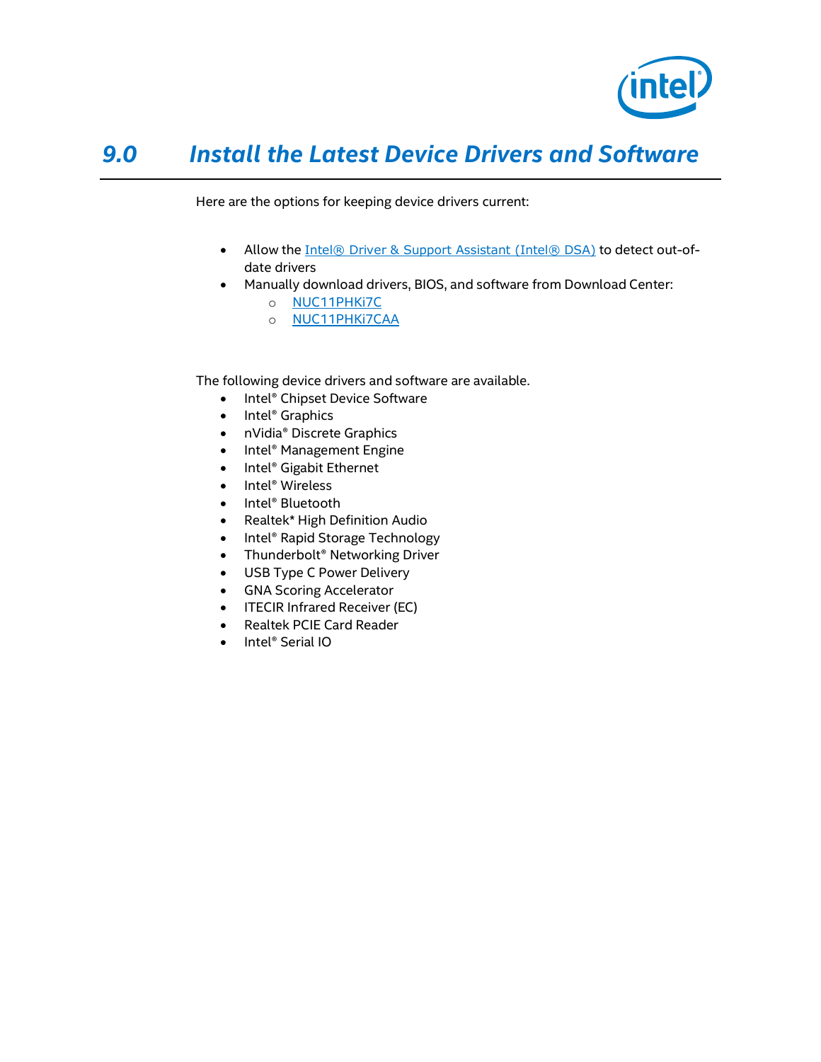# 9.0 Install the Latest Device Drivers and Software

Here are the options for keeping device drivers current:

- Allow the Intel® Driver & Support Assistant (Intel® DSA) to detect out-of-date drivers
- Manually download drivers, BIOS, and software from Download Center:
  - NUC11PHKi7C
  - NUC11PHKi7CAA

The following device drivers and software are available.

- Intel® Chipset Device Software
- Intel® Graphics
- nVidia® Discrete Graphics
- Intel® Management Engine
- Intel® Gigabit Ethernet
- Intel® Wireless
- Intel® Bluetooth
- Realtek* High Definition Audio
- Intel® Rapid Storage Technology
- Thunderbolt® Networking Driver
- USB Type C Power Delivery
- GNA Scoring Accelerator
- ITECIR Infrared Receiver (EC)
- Realtek PCIE Card Reader
- Intel® Serial IO